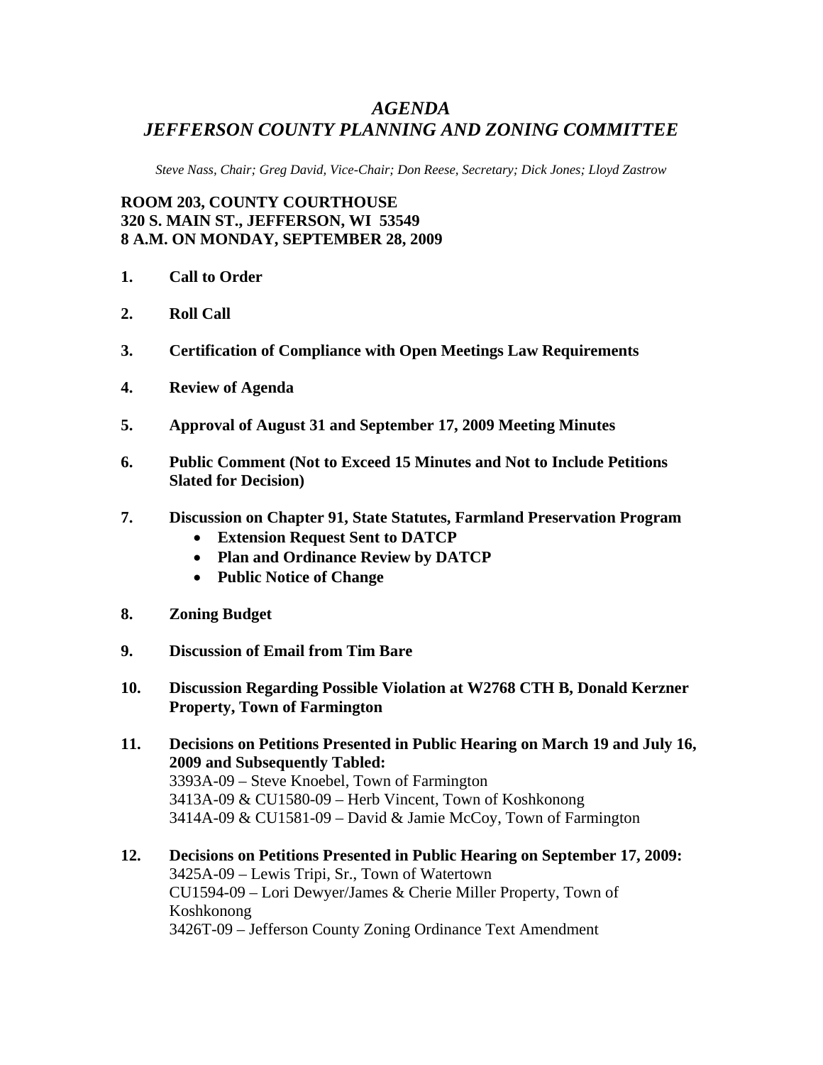# *AGENDA*
# *JEFFERSON COUNTY PLANNING AND ZONING COMMITTEE*

*Steve Nass, Chair; Greg David, Vice-Chair; Don Reese, Secretary; Dick Jones; Lloyd Zastrow*

**ROOM 203, COUNTY COURTHOUSE**
**320 S. MAIN ST., JEFFERSON, WI 53549**
**8 A.M. ON MONDAY, SEPTEMBER 28, 2009**

1. **Call to Order**

2. **Roll Call**

3. **Certification of Compliance with Open Meetings Law Requirements**

4. **Review of Agenda**

5. **Approval of August 31 and September 17, 2009 Meeting Minutes**

6. **Public Comment (Not to Exceed 15 Minutes and Not to Include Petitions Slated for Decision)**

7. **Discussion on Chapter 91, State Statutes, Farmland Preservation Program**
   - **Extension Request Sent to DATCP**
   - **Plan and Ordinance Review by DATCP**
   - **Public Notice of Change**

8. **Zoning Budget**

9. **Discussion of Email from Tim Bare**

10. **Discussion Regarding Possible Violation at W2768 CTH B, Donald Kerzner Property, Town of Farmington**

11. **Decisions on Petitions Presented in Public Hearing on March 19 and July 16, 2009 and Subsequently Tabled:**
    3393A-09 – Steve Knoebel, Town of Farmington
    3413A-09 & CU1580-09 – Herb Vincent, Town of Koshkonong
    3414A-09 & CU1581-09 – David & Jamie McCoy, Town of Farmington

12. **Decisions on Petitions Presented in Public Hearing on September 17, 2009:**
    3425A-09 – Lewis Tripi, Sr., Town of Watertown
    CU1594-09 – Lori Dewyer/James & Cherie Miller Property, Town of Koshkonong
    3426T-09 – Jefferson County Zoning Ordinance Text Amendment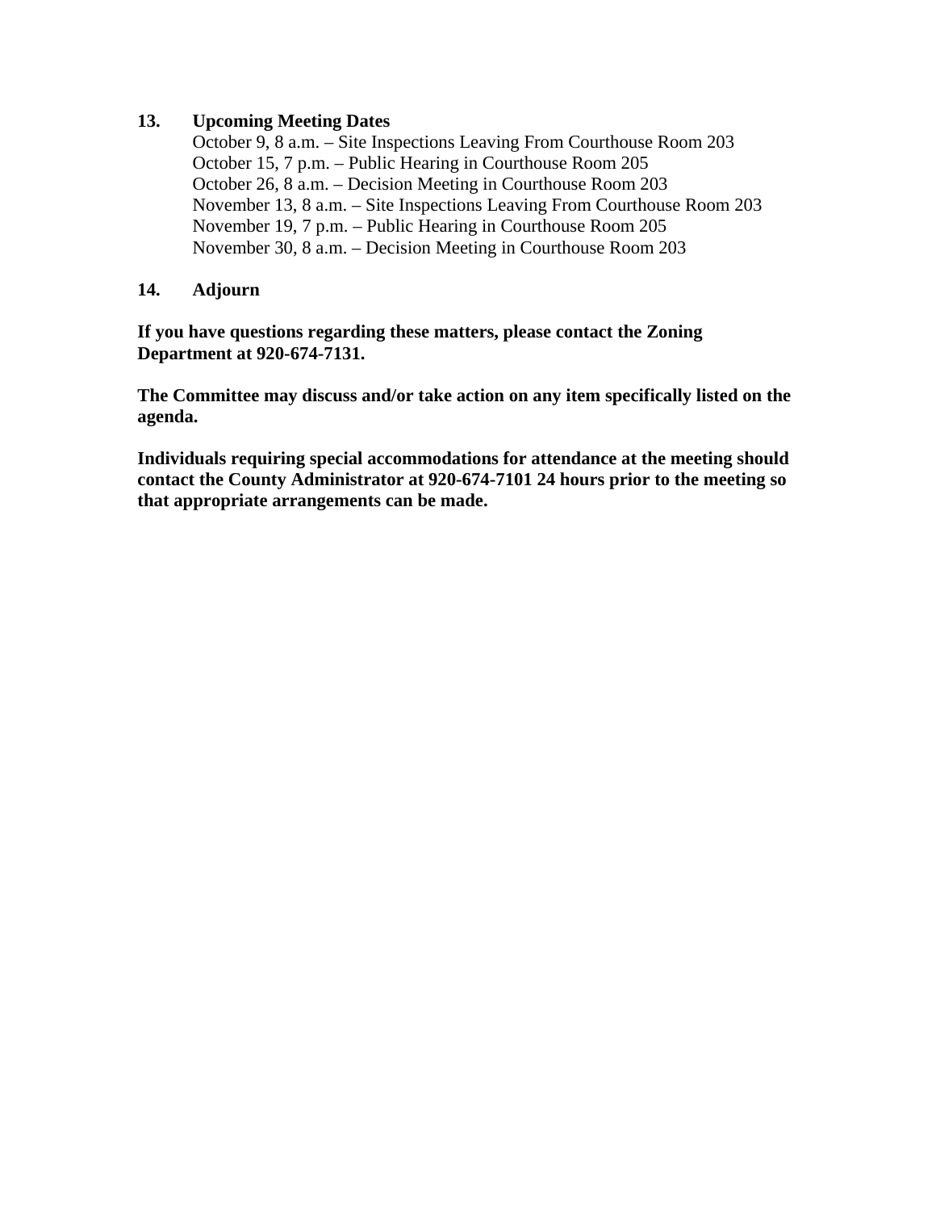**13. Upcoming Meeting Dates**

October 9, 8 a.m. – Site Inspections Leaving From Courthouse Room 203
October 15, 7 p.m. – Public Hearing in Courthouse Room 205
October 26, 8 a.m. – Decision Meeting in Courthouse Room 203
November 13, 8 a.m. – Site Inspections Leaving From Courthouse Room 203
November 19, 7 p.m. – Public Hearing in Courthouse Room 205
November 30, 8 a.m. – Decision Meeting in Courthouse Room 203

**14. Adjourn**

**If you have questions regarding these matters, please contact the Zoning Department at 920-674-7131.**

**The Committee may discuss and/or take action on any item specifically listed on the agenda.**

**Individuals requiring special accommodations for attendance at the meeting should contact the County Administrator at 920-674-7101 24 hours prior to the meeting so that appropriate arrangements can be made.**